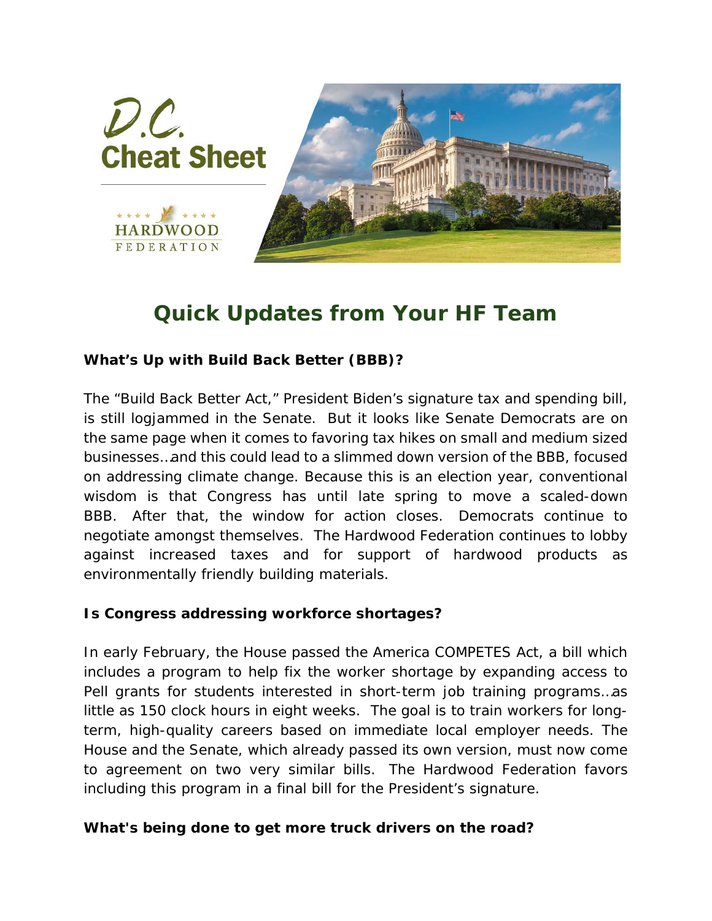# D.C. Cheat Sheet

HARDWOOD FEDERATION

## Quick Updates from Your HF Team

**What's Up with Build Back Better (BBB)?**

The "Build Back Better Act," President Biden's signature tax and spending bill, is still logjammed in the Senate. But it looks like Senate Democrats are on the same page when it comes to favoring tax hikes on small and medium sized businesses…and this could lead to a slimmed down version of the BBB, focused on addressing climate change. Because this is an election year, conventional wisdom is that Congress has until late spring to move a scaled-down BBB. After that, the window for action closes. Democrats continue to negotiate amongst themselves. The Hardwood Federation continues to lobby against increased taxes and for support of hardwood products as environmentally friendly building materials.

**Is Congress addressing workforce shortages?**

In early February, the House passed the America COMPETES Act, a bill which includes a program to help fix the worker shortage by expanding access to Pell grants for students interested in short-term job training programs…as little as 150 clock hours in eight weeks. The goal is to train workers for long-term, high-quality careers based on immediate local employer needs. The House and the Senate, which already passed its own version, must now come to agreement on two very similar bills. The Hardwood Federation favors including this program in a final bill for the President's signature.

**What's being done to get more truck drivers on the road?**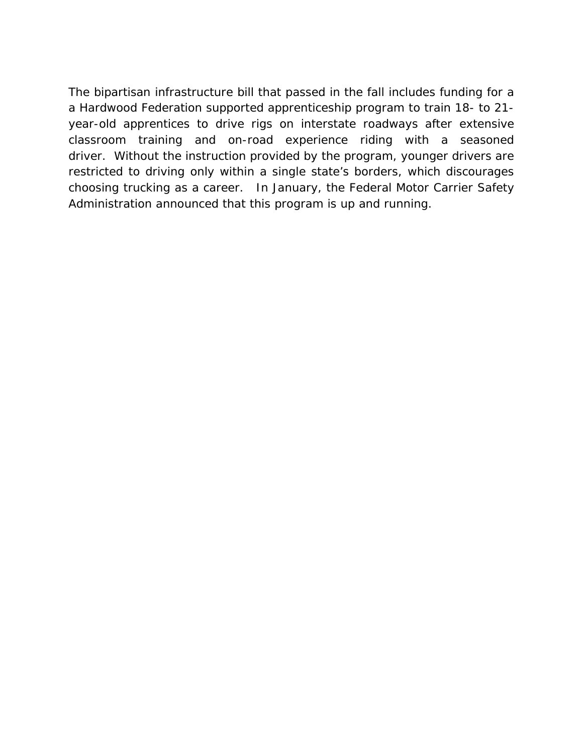The bipartisan infrastructure bill that passed in the fall includes funding for a a Hardwood Federation supported apprenticeship program to train 18- to 21-year-old apprentices to drive rigs on interstate roadways after extensive classroom training and on-road experience riding with a seasoned driver. Without the instruction provided by the program, younger drivers are restricted to driving only within a single state's borders, which discourages choosing trucking as a career. In January, the Federal Motor Carrier Safety Administration announced that this program is up and running.